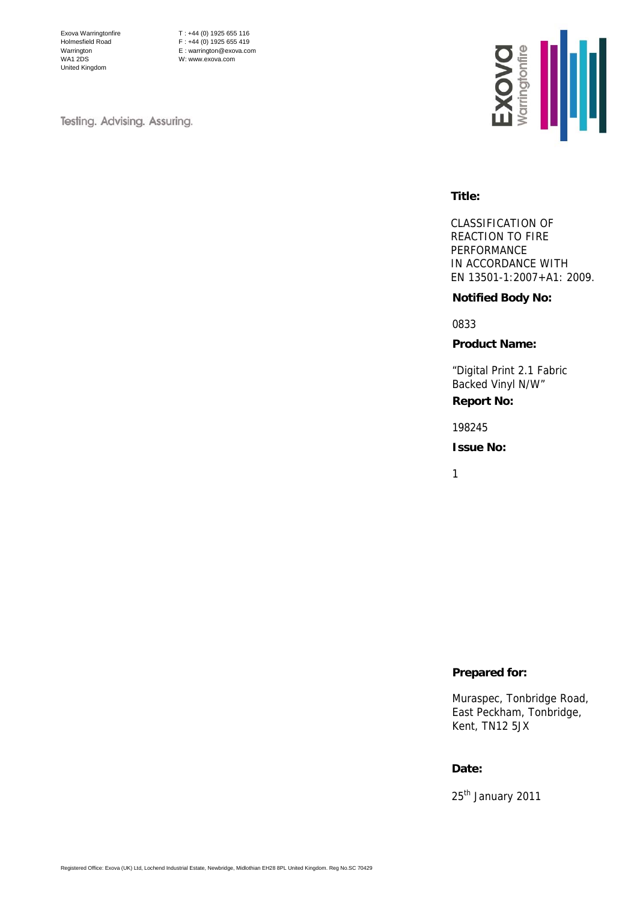Exova Warringtonfire
Holmesfield Road
Warrington
WA1 2DS
United Kingdom

T : +44 (0) 1925 655 116
F : +44 (0) 1925 655 419
E : warrington@exova.com
W: www.exova.com

Testing. Advising. Assuring.

**Title:**

CLASSIFICATION OF REACTION TO FIRE PERFORMANCE IN ACCORDANCE WITH EN 13501-1:2007+A1: 2009.

**Notified Body No:**

0833

**Product Name:**

"Digital Print 2.1 Fabric Backed Vinyl N/W"

**Report No:**

198245

**Issue No:**

1

**Prepared for:**

Muraspec, Tonbridge Road, East Peckham, Tonbridge, Kent, TN12 5JX

**Date:**

25th January 2011

Registered Office: Exova (UK) Ltd, Lochend Industrial Estate, Newbridge, Midlothian EH28 8PL United Kingdom. Reg No.SC 70429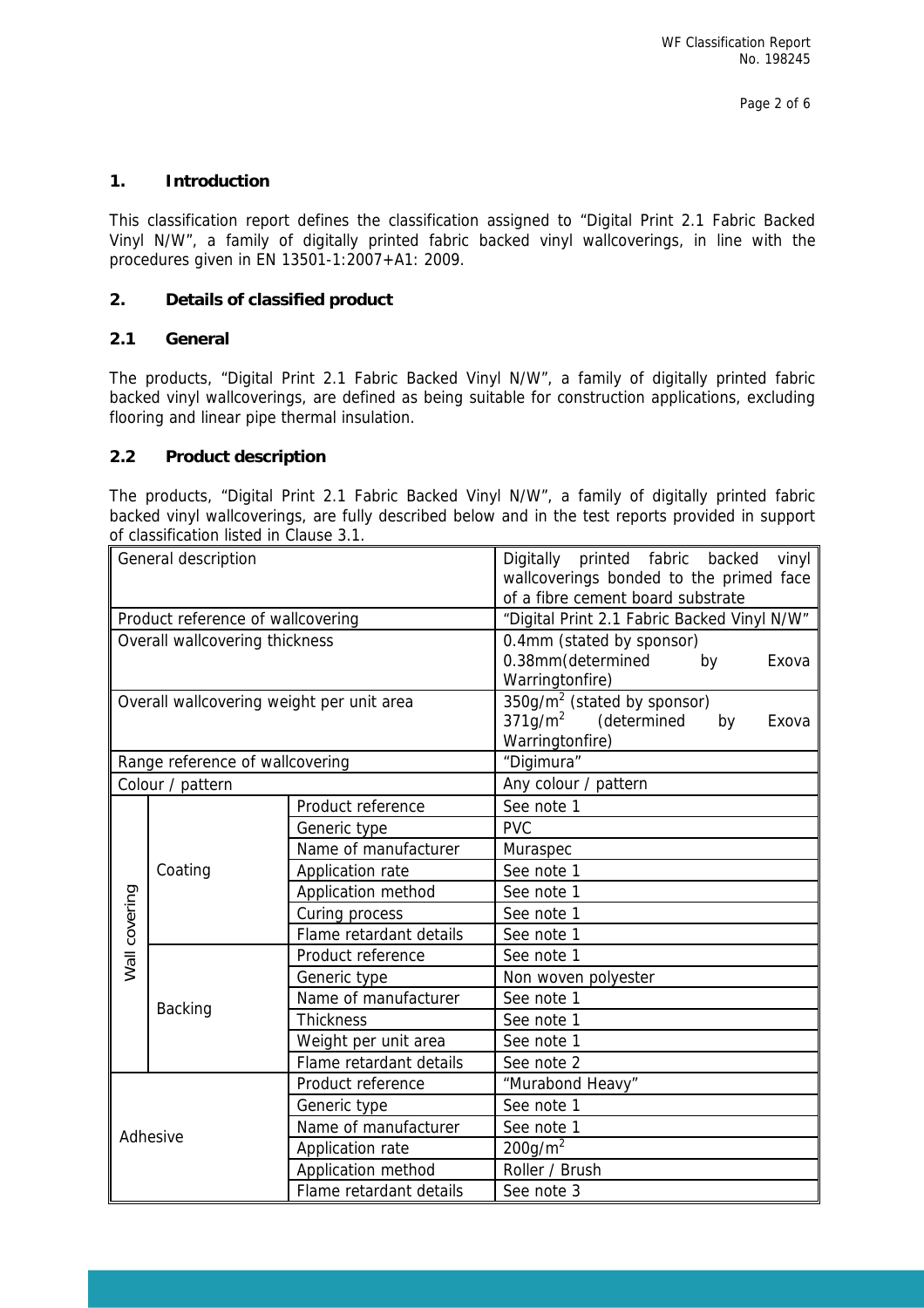## 1. Introduction

This classification report defines the classification assigned to "Digital Print 2.1 Fabric Backed Vinyl N/W", a family of digitally printed fabric backed vinyl wallcoverings, in line with the procedures given in EN 13501-1:2007+A1: 2009.

## 2. Details of classified product

### 2.1 General

The products, "Digital Print 2.1 Fabric Backed Vinyl N/W", a family of digitally printed fabric backed vinyl wallcoverings, are defined as being suitable for construction applications, excluding flooring and linear pipe thermal insulation.

### 2.2 Product description

The products, "Digital Print 2.1 Fabric Backed Vinyl N/W", a family of digitally printed fabric backed vinyl wallcoverings, are fully described below and in the test reports provided in support of classification listed in Clause 3.1.

| General description | | | Digitally printed fabric backed vinyl wallcoverings bonded to the primed face of a fibre cement board substrate |
|---|---|---|---|
| Product reference of wallcovering | | | "Digital Print 2.1 Fabric Backed Vinyl N/W" |
| Overall wallcovering thickness | | | 0.4mm (stated by sponsor)<br>0.38mm(determined by Exova Warringtonfire) |
| Overall wallcovering weight per unit area | | | 350g/m$^2$ (stated by sponsor)<br>371g/m$^2$ (determined by Exova Warringtonfire) |
| Range reference of wallcovering | | | "Digimura" |
| Colour / pattern | | | Any colour / pattern |
| Wall covering | Coating | Product reference | See note 1 |
| | | Generic type | PVC |
| | | Name of manufacturer | Muraspec |
| | | Application rate | See note 1 |
| | | Application method | See note 1 |
| | | Curing process | See note 1 |
| | | Flame retardant details | See note 1 |
| | Backing | Product reference | See note 1 |
| | | Generic type | Non woven polyester |
| | | Name of manufacturer | See note 1 |
| | | Thickness | See note 1 |
| | | Weight per unit area | See note 1 |
| | | Flame retardant details | See note 2 |
| Adhesive | | Product reference | "Murabond Heavy" |
| | | Generic type | See note 1 |
| | | Name of manufacturer | See note 1 |
| | | Application rate | 200g/m$^2$ |
| | | Application method | Roller / Brush |
| | | Flame retardant details | See note 3 |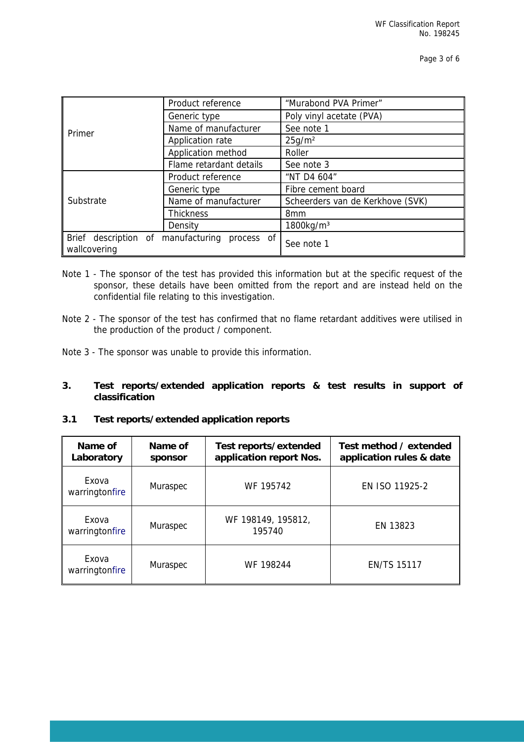| | | |
|---|---|---|
| Primer | Product reference | "Murabond PVA Primer" |
| | Generic type | Poly vinyl acetate (PVA) |
| | Name of manufacturer | See note 1 |
| | Application rate | 25g/m² |
| | Application method | Roller |
| | Flame retardant details | See note 3 |
| Substrate | Product reference | "NT D4 604" |
| | Generic type | Fibre cement board |
| | Name of manufacturer | Scheerders van de Kerkhove (SVK) |
| | Thickness | 8mm |
| | Density | 1800kg/m³ |
| Brief description of manufacturing process of wallcovering | | See note 1 |

Note 1 - The sponsor of the test has provided this information but at the specific request of the sponsor, these details have been omitted from the report and are instead held on the confidential file relating to this investigation.

Note 2 - The sponsor of the test has confirmed that no flame retardant additives were utilised in the production of the product / component.

Note 3 - The sponsor was unable to provide this information.

## 3. Test reports/extended application reports & test results in support of classification

### 3.1 Test reports/extended application reports

| Name of Laboratory | Name of sponsor | Test reports/extended application report Nos. | Test method / extended application rules & date |
|---|---|---|---|
| Exova warringtonfire | Muraspec | WF 195742 | EN ISO 11925-2 |
| Exova warringtonfire | Muraspec | WF 198149, 195812, 195740 | EN 13823 |
| Exova warringtonfire | Muraspec | WF 198244 | EN/TS 15117 |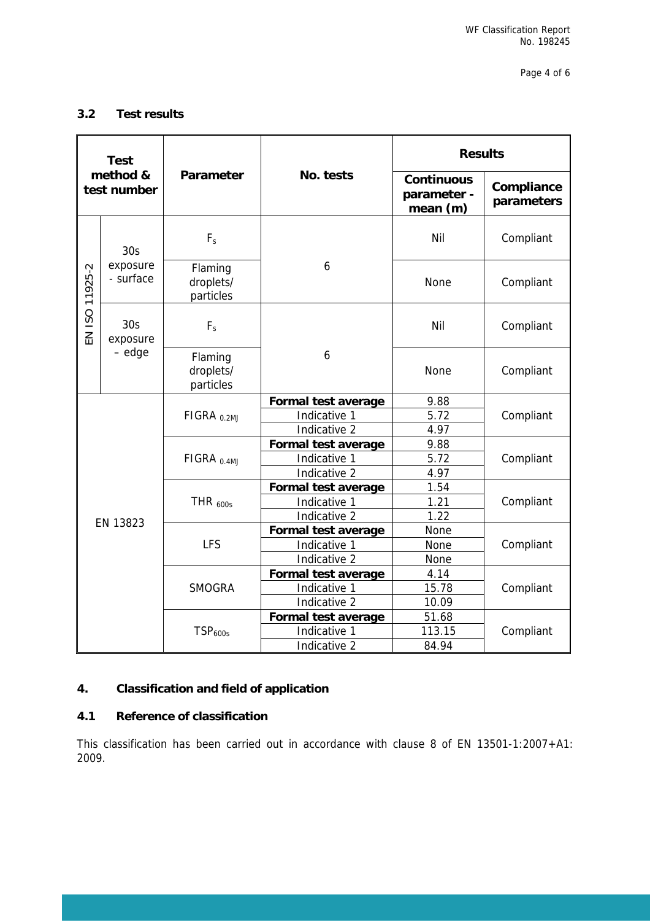### 3.2 Test results

| Test method & test number | | Parameter | No. tests | Results | |
|---|---|---|---|---|---|
| | | | | Continuous parameter - mean (m) | Compliance parameters |
| EN ISO 11925-2 | 30s exposure - surface | $F_s$ | 6 | Nil | Compliant |
| | | Flaming droplets/ particles | | None | Compliant |
| | 30s exposure – edge | $F_s$ | 6 | Nil | Compliant |
| | | Flaming droplets/ particles | | None | Compliant |
| EN 13823 | | $FIGRA_{0.2MJ}$ | **Formal test average** | 9.88 | Compliant |
| | | | Indicative 1 | 5.72 | |
| | | | Indicative 2 | 4.97 | |
| | | $FIGRA_{0.4MJ}$ | **Formal test average** | 9.88 | Compliant |
| | | | Indicative 1 | 5.72 | |
| | | | Indicative 2 | 4.97 | |
| | | $THR_{600s}$ | **Formal test average** | 1.54 | Compliant |
| | | | Indicative 1 | 1.21 | |
| | | | Indicative 2 | 1.22 | |
| | | LFS | **Formal test average** | None | Compliant |
| | | | Indicative 1 | None | |
| | | | Indicative 2 | None | |
| | | SMOGRA | **Formal test average** | 4.14 | Compliant |
| | | | Indicative 1 | 15.78 | |
| | | | Indicative 2 | 10.09 | |
| | | $TSP_{600s}$ | **Formal test average** | 51.68 | Compliant |
| | | | Indicative 1 | 113.15 | |
| | | | Indicative 2 | 84.94 | |

## 4. Classification and field of application

### 4.1 Reference of classification

This classification has been carried out in accordance with clause 8 of EN 13501-1:2007+A1: 2009.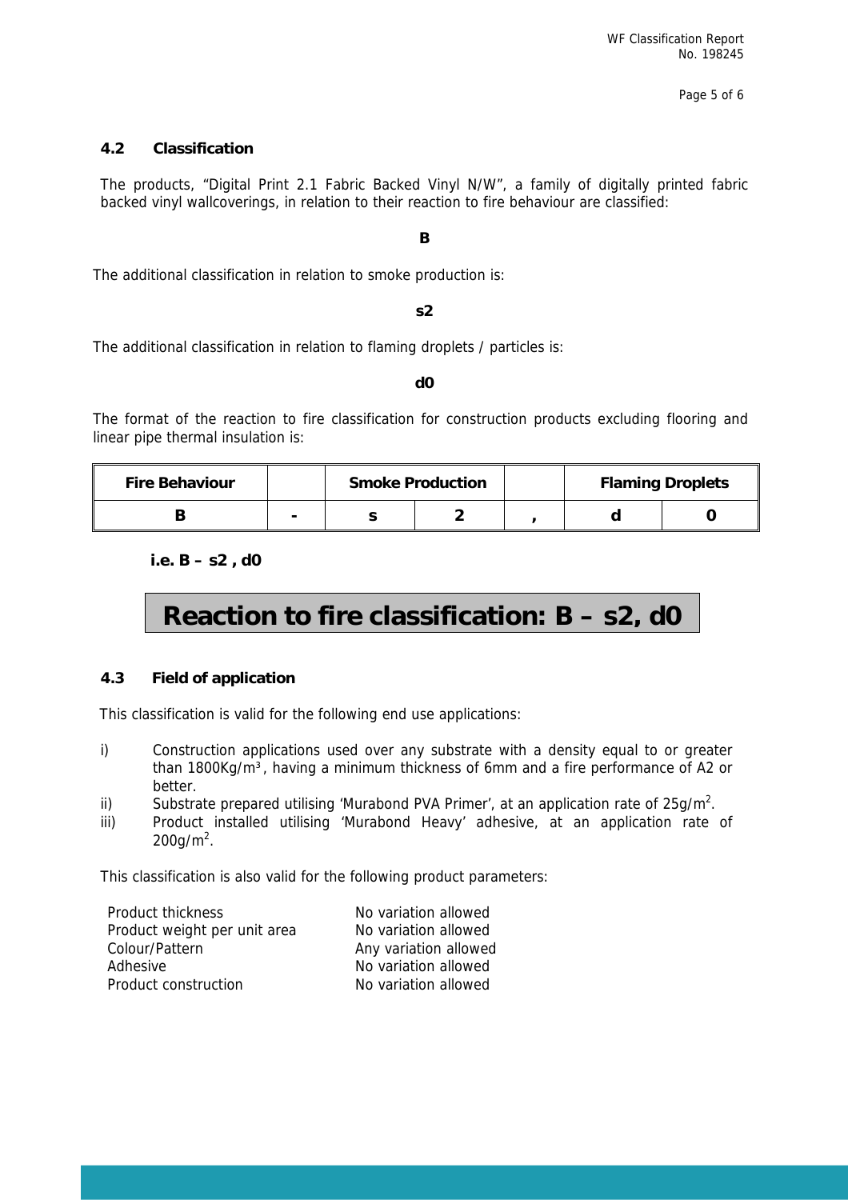### 4.2 Classification

The products, "Digital Print 2.1 Fabric Backed Vinyl N/W", a family of digitally printed fabric backed vinyl wallcoverings, in relation to their reaction to fire behaviour are classified:

**B**

The additional classification in relation to smoke production is:

**s2**

The additional classification in relation to flaming droplets / particles is:

**d0**

The format of the reaction to fire classification for construction products excluding flooring and linear pipe thermal insulation is:

| Fire Behaviour | | Smoke Production | | | Flaming Droplets | |
|---|---|---|---|---|---|---|
| B | - | s | 2 | , | d | 0 |

**i.e. B – s2 , d0**

## Reaction to fire classification: B – s2, d0

### 4.3 Field of application

This classification is valid for the following end use applications:

i) Construction applications used over any substrate with a density equal to or greater than 1800Kg/m³, having a minimum thickness of 6mm and a fire performance of A2 or better.

ii) Substrate prepared utilising 'Murabond PVA Primer', at an application rate of 25g/m$^2$.

iii) Product installed utilising 'Murabond Heavy' adhesive, at an application rate of 200g/m$^2$.

This classification is also valid for the following product parameters:

| | |
|---|---|
| Product thickness | No variation allowed |
| Product weight per unit area | No variation allowed |
| Colour/Pattern | Any variation allowed |
| Adhesive | No variation allowed |
| Product construction | No variation allowed |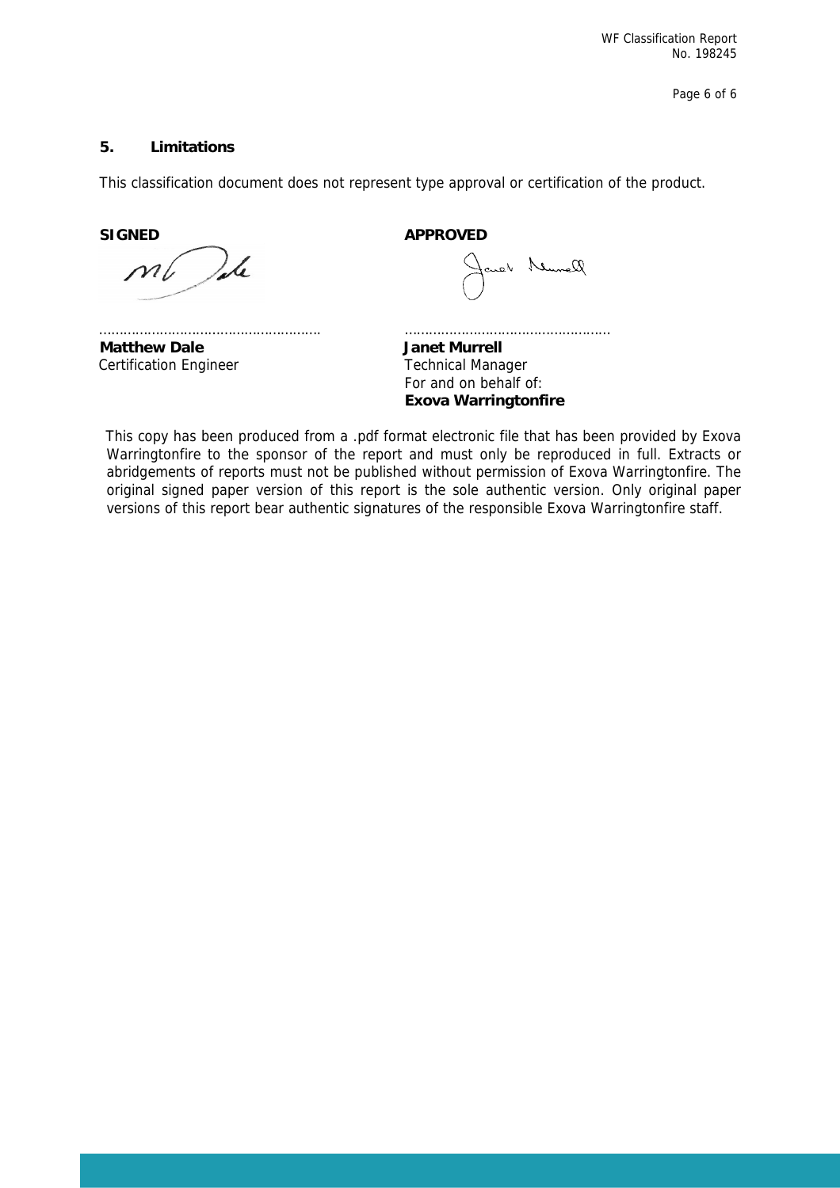## 5. Limitations

This classification document does not represent type approval or certification of the product.

| | |
|---|---|
| **SIGNED** | **APPROVED** |
| ………………………………………… | ………………………………………… |
| **Matthew Dale** | **Janet Murrell** |
| Certification Engineer | Technical Manager |
| | For and on behalf of: |
| | **Exova Warringtonfire** |

This copy has been produced from a .pdf format electronic file that has been provided by Exova Warringtonfire to the sponsor of the report and must only be reproduced in full. Extracts or abridgements of reports must not be published without permission of Exova Warringtonfire. The original signed paper version of this report is the sole authentic version. Only original paper versions of this report bear authentic signatures of the responsible Exova Warringtonfire staff.